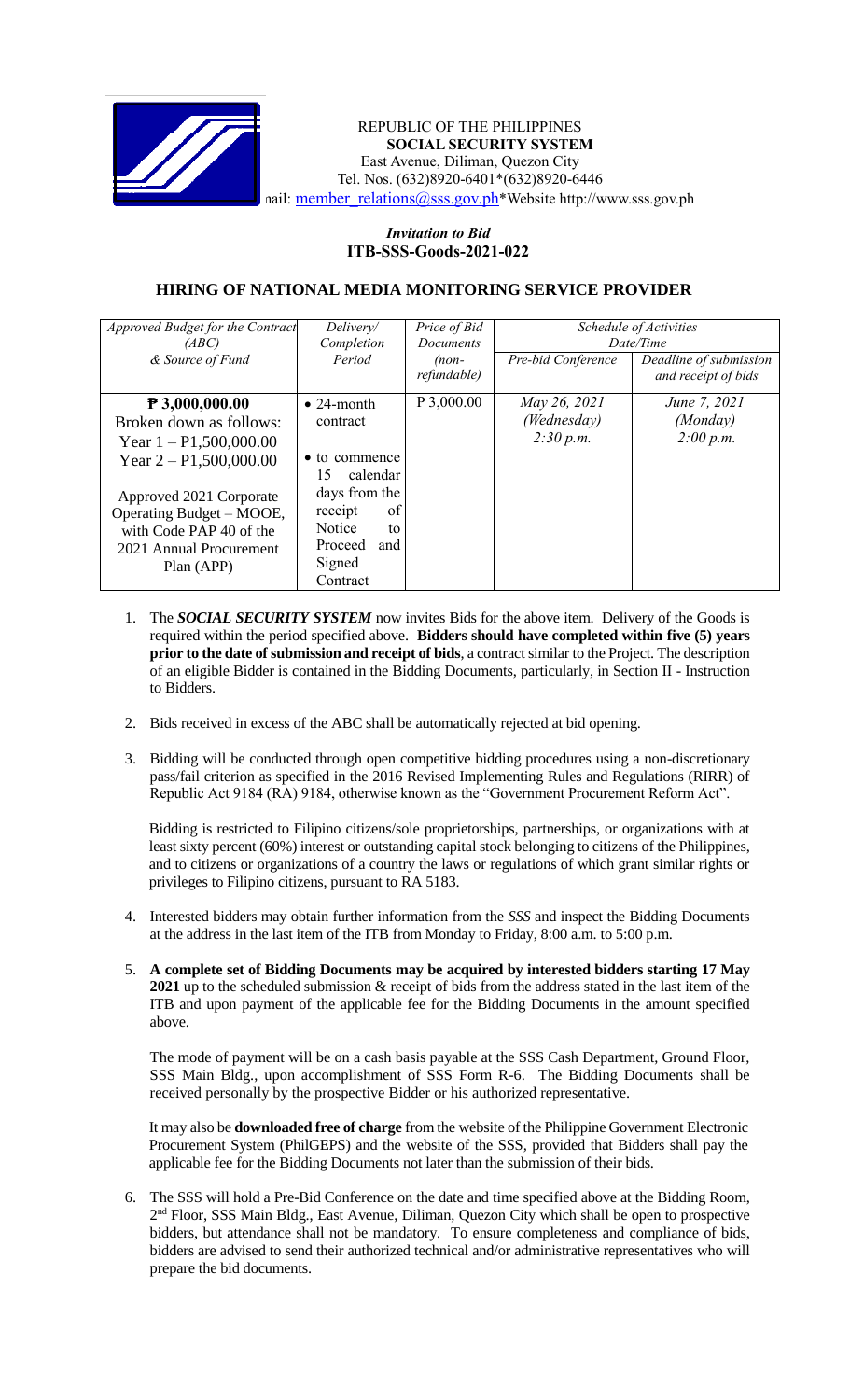REPUBLIC OF THE PHILIPPINES
**SOCIAL SECURITY SYSTEM**
East Avenue, Diliman, Quezon City
Tel. Nos. (632)8920-6401*(632)8920-6446
nail: member_relations@sss.gov.ph*Website http://www.sss.gov.ph

***Invitation to Bid***
**ITB-SSS-Goods-2021-022**

## HIRING OF NATIONAL MEDIA MONITORING SERVICE PROVIDER

| *Approved Budget for the Contract (ABC) & Source of Fund* | *Delivery/ Completion Period* | *Price of Bid Documents (non-refundable)* | *Schedule of Activities Date/Time* | |
|---|---|---|---|---|
| | | | *Pre-bid Conference* | *Deadline of submission and receipt of bids* |
| **₱ 3,000,000.00**<br>Broken down as follows:<br>Year 1 – P1,500,000.00<br>Year 2 – P1,500,000.00<br><br>Approved 2021 Corporate Operating Budget – MOOE, with Code PAP 40 of the 2021 Annual Procurement Plan (APP) | • 24-month contract<br><br>• to commence 15 calendar days from the receipt of Notice to Proceed and Signed Contract | P 3,000.00 | *May 26, 2021 (Wednesday) 2:30 p.m.* | *June 7, 2021 (Monday) 2:00 p.m.* |

1. The ***SOCIAL SECURITY SYSTEM*** now invites Bids for the above item. Delivery of the Goods is required within the period specified above. **Bidders should have completed within five (5) years prior to the date of submission and receipt of bids**, a contract similar to the Project. The description of an eligible Bidder is contained in the Bidding Documents, particularly, in Section II - Instruction to Bidders.

2. Bids received in excess of the ABC shall be automatically rejected at bid opening.

3. Bidding will be conducted through open competitive bidding procedures using a non-discretionary pass/fail criterion as specified in the 2016 Revised Implementing Rules and Regulations (RIRR) of Republic Act 9184 (RA) 9184, otherwise known as the "Government Procurement Reform Act".

   Bidding is restricted to Filipino citizens/sole proprietorships, partnerships, or organizations with at least sixty percent (60%) interest or outstanding capital stock belonging to citizens of the Philippines, and to citizens or organizations of a country the laws or regulations of which grant similar rights or privileges to Filipino citizens, pursuant to RA 5183.

4. Interested bidders may obtain further information from the *SSS* and inspect the Bidding Documents at the address in the last item of the ITB from Monday to Friday, 8:00 a.m. to 5:00 p.m.

5. **A complete set of Bidding Documents may be acquired by interested bidders starting 17 May 2021** up to the scheduled submission & receipt of bids from the address stated in the last item of the ITB and upon payment of the applicable fee for the Bidding Documents in the amount specified above.

   The mode of payment will be on a cash basis payable at the SSS Cash Department, Ground Floor, SSS Main Bldg., upon accomplishment of SSS Form R-6. The Bidding Documents shall be received personally by the prospective Bidder or his authorized representative.

   It may also be **downloaded free of charge** from the website of the Philippine Government Electronic Procurement System (PhilGEPS) and the website of the SSS, provided that Bidders shall pay the applicable fee for the Bidding Documents not later than the submission of their bids.

6. The SSS will hold a Pre-Bid Conference on the date and time specified above at the Bidding Room, 2nd Floor, SSS Main Bldg., East Avenue, Diliman, Quezon City which shall be open to prospective bidders, but attendance shall not be mandatory. To ensure completeness and compliance of bids, bidders are advised to send their authorized technical and/or administrative representatives who will prepare the bid documents.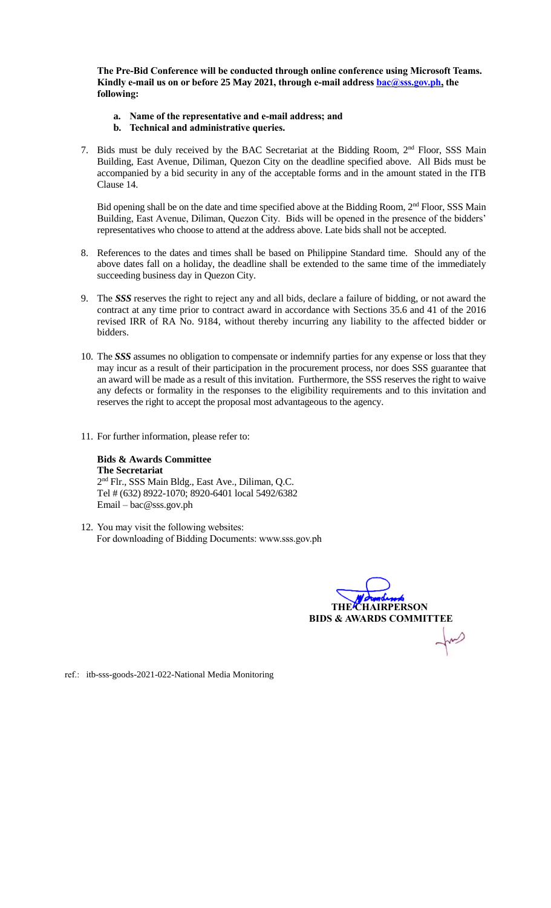**The Pre-Bid Conference will be conducted through online conference using Microsoft Teams. Kindly e-mail us on or before 25 May 2021, through e-mail address bac@sss.gov.ph, the following:**

   **a. Name of the representative and e-mail address; and**
   **b. Technical and administrative queries.**

7. Bids must be duly received by the BAC Secretariat at the Bidding Room, 2nd Floor, SSS Main Building, East Avenue, Diliman, Quezon City on the deadline specified above. All Bids must be accompanied by a bid security in any of the acceptable forms and in the amount stated in the ITB Clause 14.

   Bid opening shall be on the date and time specified above at the Bidding Room, 2nd Floor, SSS Main Building, East Avenue, Diliman, Quezon City. Bids will be opened in the presence of the bidders' representatives who choose to attend at the address above. Late bids shall not be accepted.

8. References to the dates and times shall be based on Philippine Standard time. Should any of the above dates fall on a holiday, the deadline shall be extended to the same time of the immediately succeeding business day in Quezon City.

9. The ***SSS*** reserves the right to reject any and all bids, declare a failure of bidding, or not award the contract at any time prior to contract award in accordance with Sections 35.6 and 41 of the 2016 revised IRR of RA No. 9184, without thereby incurring any liability to the affected bidder or bidders.

10. The ***SSS*** assumes no obligation to compensate or indemnify parties for any expense or loss that they may incur as a result of their participation in the procurement process, nor does SSS guarantee that an award will be made as a result of this invitation. Furthermore, the SSS reserves the right to waive any defects or formality in the responses to the eligibility requirements and to this invitation and reserves the right to accept the proposal most advantageous to the agency.

11. For further information, please refer to:

    **Bids & Awards Committee**
    **The Secretariat**
    2nd Flr., SSS Main Bldg., East Ave., Diliman, Q.C.
    Tel # (632) 8922-1070; 8920-6401 local 5492/6382
    Email – bac@sss.gov.ph

12. You may visit the following websites:
    For downloading of Bidding Documents: www.sss.gov.ph

**THE CHAIRPERSON**
**BIDS & AWARDS COMMITTEE**

ref.: itb-sss-goods-2021-022-National Media Monitoring